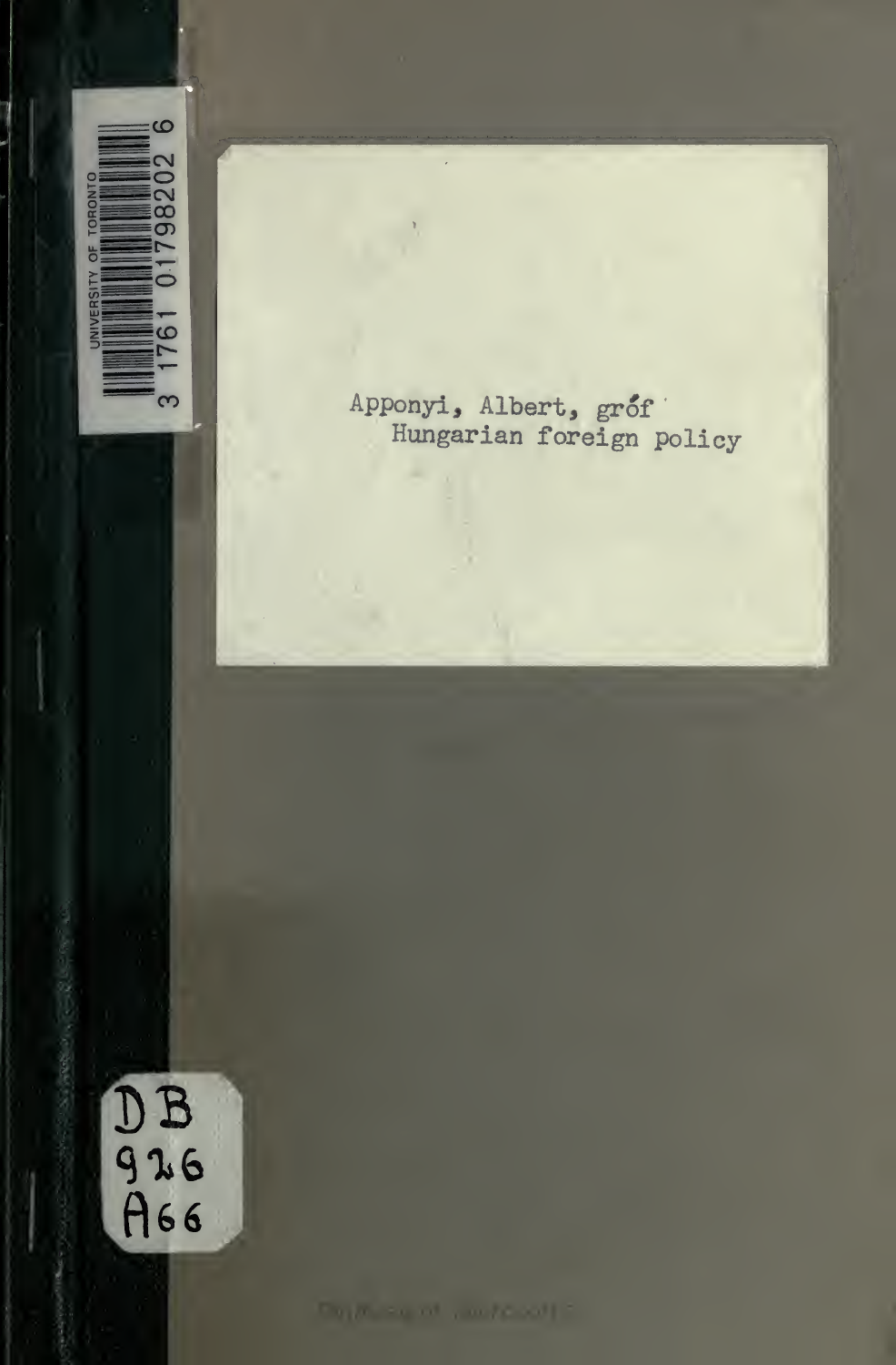Apponyi, Albert, gróf
Hungarian foreign policy

DB
926
A66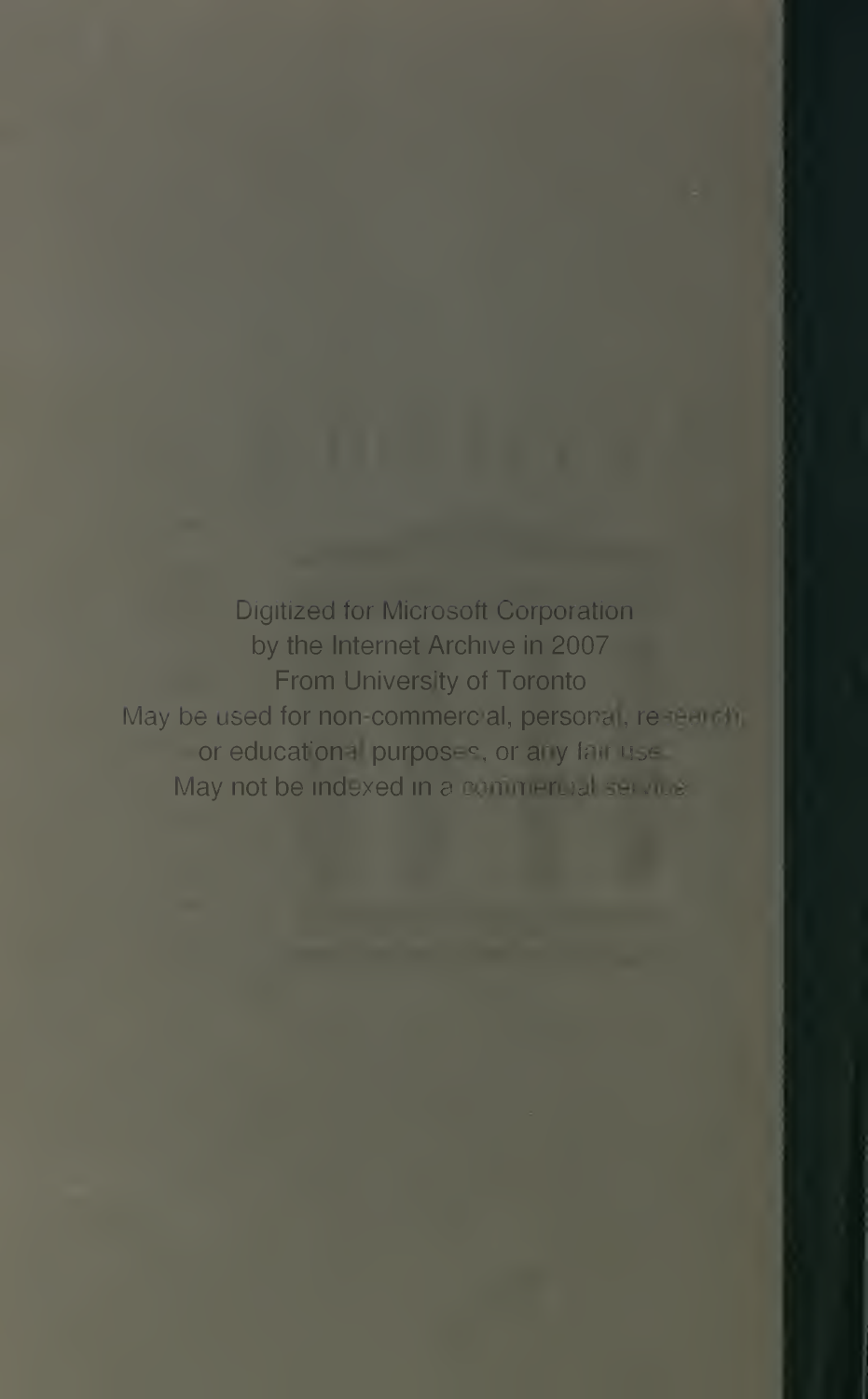Digitized for Microsoft Corporation
by the Internet Archive in 2007
From University of Toronto
May be used for non-commercial, personal, research,
or educational purposes, or any fair use.
May not be indexed in a commercial service.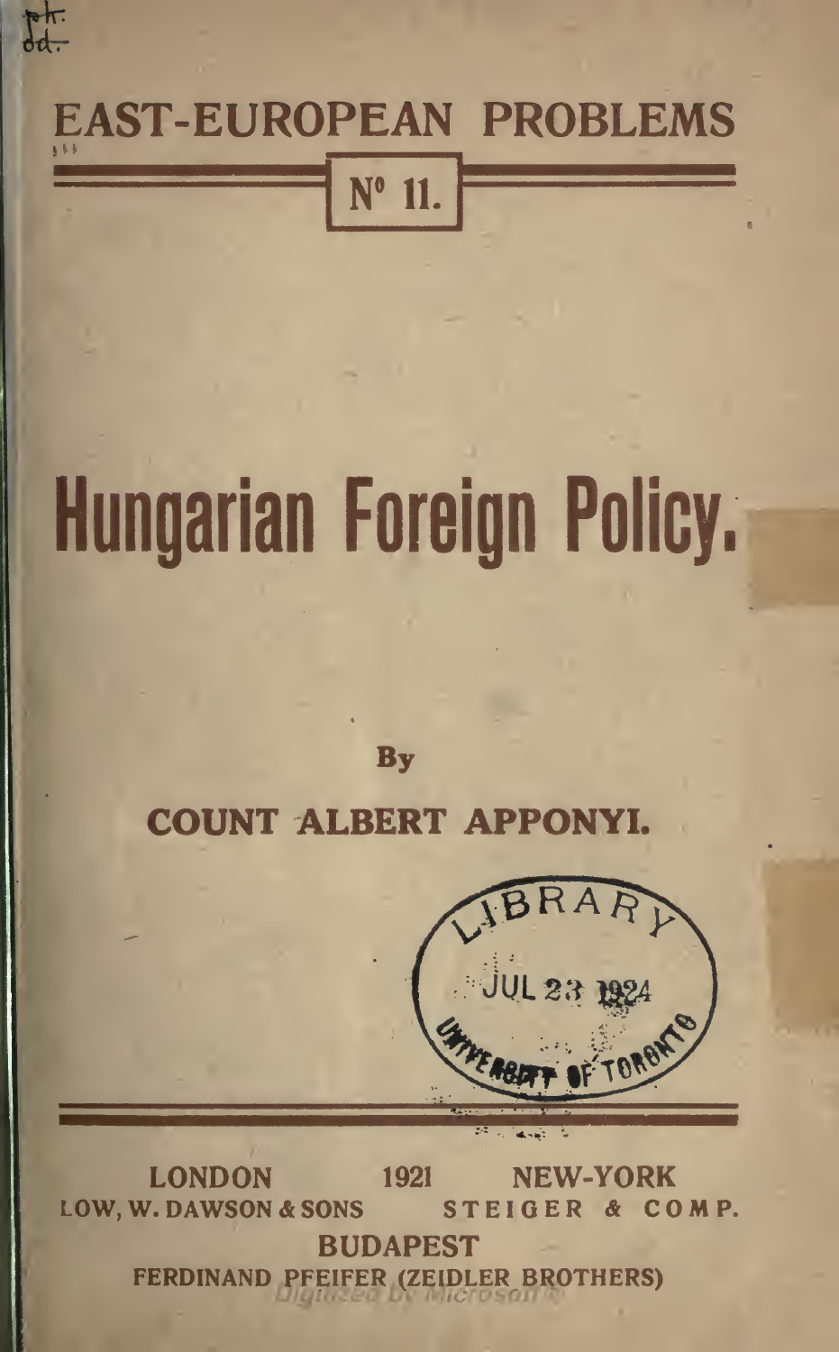# EAST-EUROPEAN PROBLEMS

N° 11.

# Hungarian Foreign Policy.

By

**COUNT ALBERT APPONYI.**

LONDON 1921 NEW-YORK
LOW, W. DAWSON & SONS STEIGER & COMP.

BUDAPEST
FERDINAND PFEIFER (ZEIDLER BROTHERS)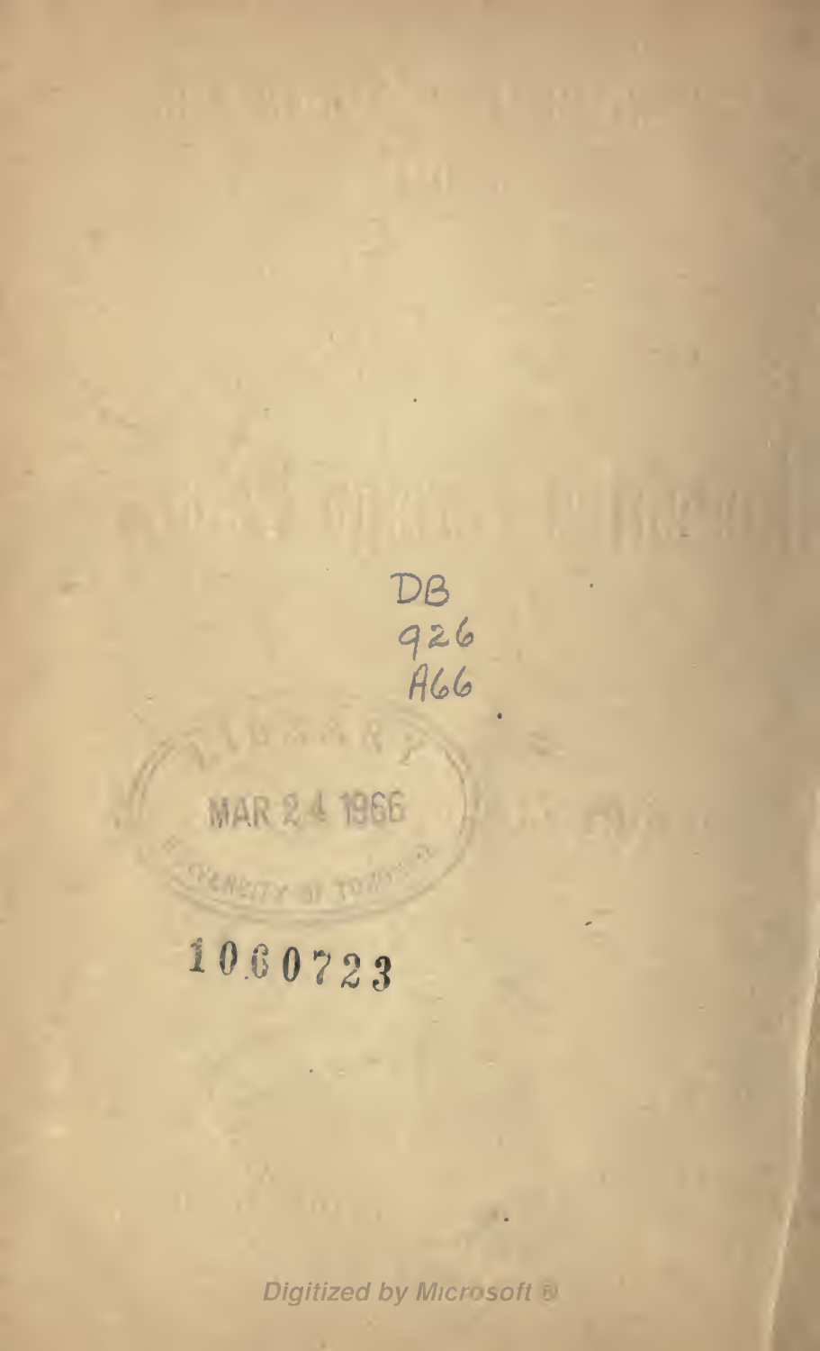DB
926
A66

LIBRARY
MAR 24 1966
UNIVERSITY OF TORONTO

1060723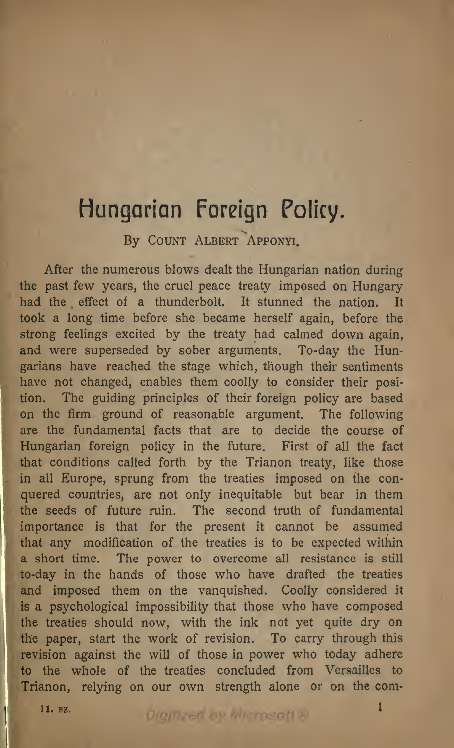# Hungarian Foreign Policy.

By Count Albert Apponyi.

After the numerous blows dealt the Hungarian nation during the past few years, the cruel peace treaty imposed on Hungary had the effect of a thunderbolt. It stunned the nation. It took a long time before she became herself again, before the strong feelings excited by the treaty had calmed down again, and were superseded by sober arguments. To-day the Hungarians have reached the stage which, though their sentiments have not changed, enables them coolly to consider their position. The guiding principles of their foreign policy are based on the firm ground of reasonable argument. The following are the fundamental facts that are to decide the course of Hungarian foreign policy in the future. First of all the fact that conditions called forth by the Trianon treaty, like those in all Europe, sprung from the treaties imposed on the conquered countries, are not only inequitable but bear in them the seeds of future ruin. The second truth of fundamental importance is that for the present it cannot be assumed that any modification of the treaties is to be expected within a short time. The power to overcome all resistance is still to-day in the hands of those who have drafted the treaties and imposed them on the vanquished. Coolly considered it is a psychological impossibility that those who have composed the treaties should now, with the ink not yet quite dry on the paper, start the work of revision. To carry through this revision against the will of those in power who today adhere to the whole of the treaties concluded from Versailles to Trianon, relying on our own strength alone or on the com-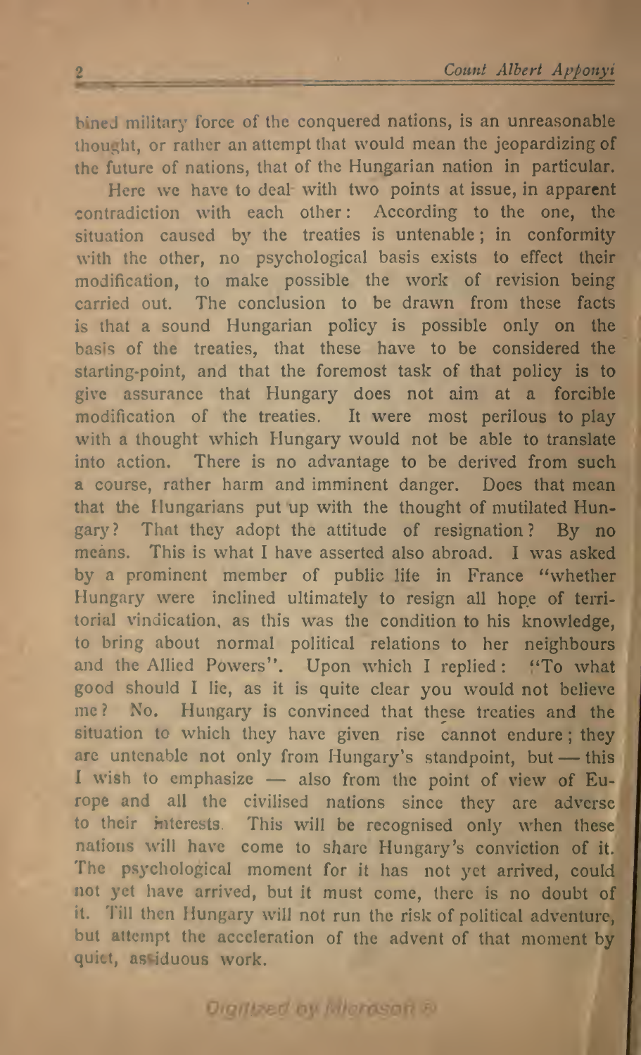bined military force of the conquered nations, is an unreasonable thought, or rather an attempt that would mean the jeopardizing of the future of nations, that of the Hungarian nation in particular.

Here we have to deal with two points at issue, in apparent contradiction with each other: According to the one, the situation caused by the treaties is untenable; in conformity with the other, no psychological basis exists to effect their modification, to make possible the work of revision being carried out. The conclusion to be drawn from these facts is that a sound Hungarian policy is possible only on the basis of the treaties, that these have to be considered the starting-point, and that the foremost task of that policy is to give assurance that Hungary does not aim at a forcible modification of the treaties. It were most perilous to play with a thought which Hungary would not be able to translate into action. There is no advantage to be derived from such a course, rather harm and imminent danger. Does that mean that the Hungarians put up with the thought of mutilated Hungary? That they adopt the attitude of resignation? By no means. This is what I have asserted also abroad. I was asked by a prominent member of public life in France "whether Hungary were inclined ultimately to resign all hope of territorial vindication, as this was the condition to his knowledge, to bring about normal political relations to her neighbours and the Allied Powers". Upon which I replied: "To what good should I lie, as it is quite clear you would not believe me? No. Hungary is convinced that these treaties and the situation to which they have given rise cannot endure; they are untenable not only from Hungary's standpoint, but — this I wish to emphasize — also from the point of view of Europe and all the civilised nations since they are adverse to their interests. This will be recognised only when these nations will have come to share Hungary's conviction of it. The psychological moment for it has not yet arrived, could not yet have arrived, but it must come, there is no doubt of it. Till then Hungary will not run the risk of political adventure, but attempt the acceleration of the advent of that moment by quiet, assiduous work.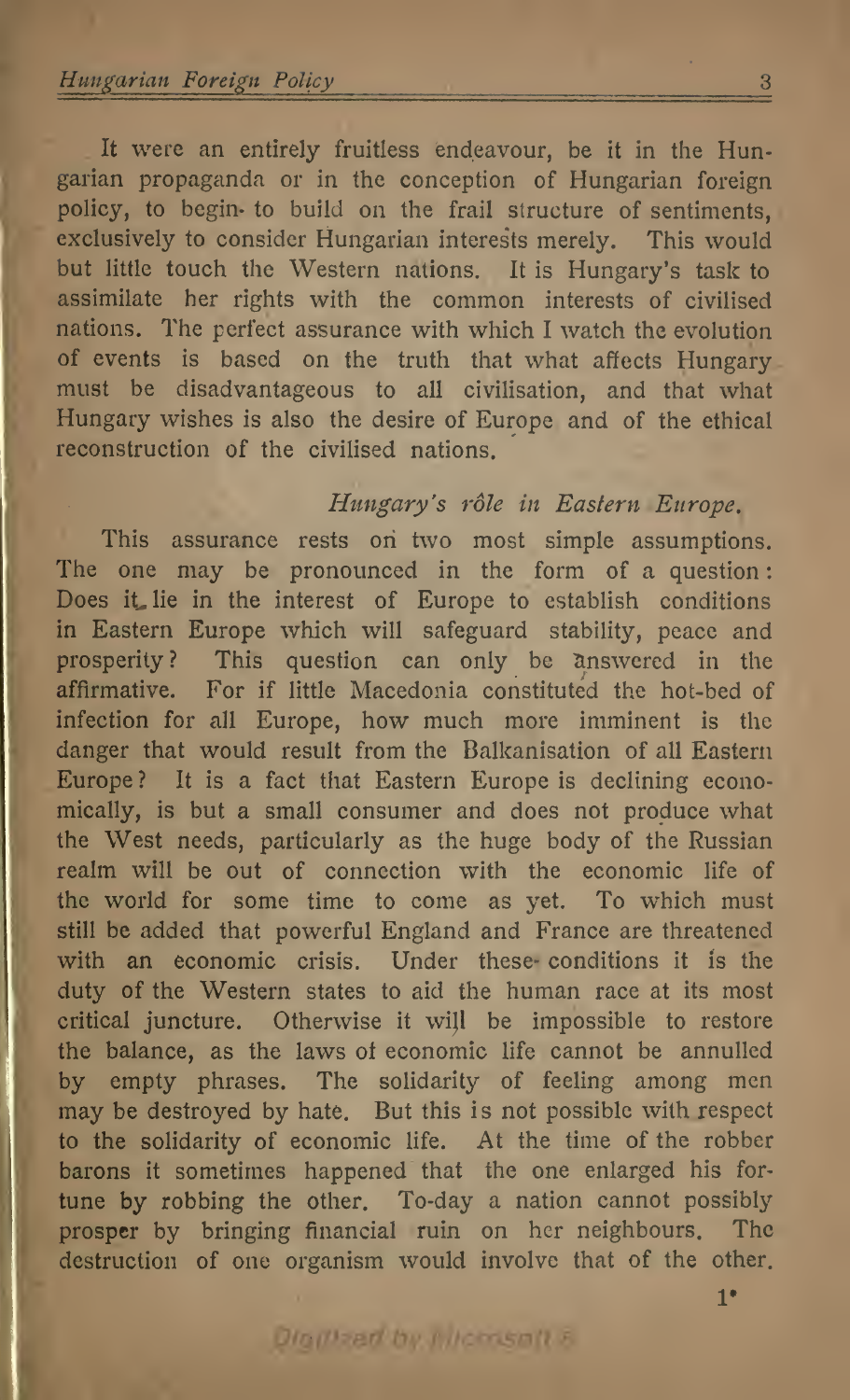It were an entirely fruitless endeavour, be it in the Hungarian propaganda or in the conception of Hungarian foreign policy, to begin to build on the frail structure of sentiments, exclusively to consider Hungarian interests merely. This would but little touch the Western nations. It is Hungary's task to assimilate her rights with the common interests of civilised nations. The perfect assurance with which I watch the evolution of events is based on the truth that what affects Hungary must be disadvantageous to all civilisation, and that what Hungary wishes is also the desire of Europe and of the ethical reconstruction of the civilised nations.

### *Hungary's rôle in Eastern Europe.*

This assurance rests on two most simple assumptions. The one may be pronounced in the form of a question: Does it lie in the interest of Europe to establish conditions in Eastern Europe which will safeguard stability, peace and prosperity? This question can only be answered in the affirmative. For if little Macedonia constituted the hot-bed of infection for all Europe, how much more imminent is the danger that would result from the Balkanisation of all Eastern Europe? It is a fact that Eastern Europe is declining economically, is but a small consumer and does not produce what the West needs, particularly as the huge body of the Russian realm will be out of connection with the economic life of the world for some time to come as yet. To which must still be added that powerful England and France are threatened with an economic crisis. Under these conditions it is the duty of the Western states to aid the human race at its most critical juncture. Otherwise it will be impossible to restore the balance, as the laws of economic life cannot be annulled by empty phrases. The solidarity of feeling among men may be destroyed by hate. But this is not possible with respect to the solidarity of economic life. At the time of the robber barons it sometimes happened that the one enlarged his fortune by robbing the other. To-day a nation cannot possibly prosper by bringing financial ruin on her neighbours. The destruction of one organism would involve that of the other.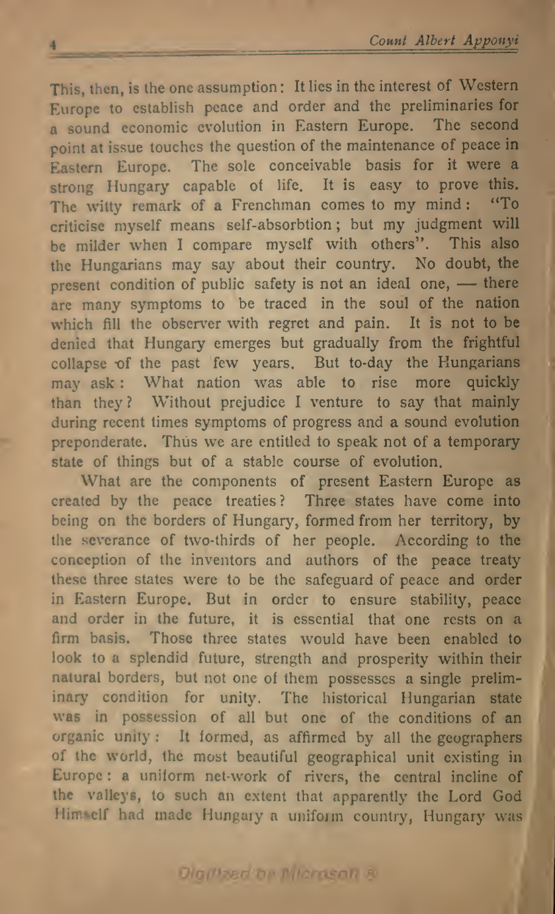This, then, is the one assumption: It lies in the interest of Western Europe to establish peace and order and the preliminaries for a sound economic evolution in Eastern Europe. The second point at issue touches the question of the maintenance of peace in Eastern Europe. The sole conceivable basis for it were a strong Hungary capable of life. It is easy to prove this. The witty remark of a Frenchman comes to my mind: "To criticise myself means self-absorbtion; but my judgment will be milder when I compare myself with others". This also the Hungarians may say about their country. No doubt, the present condition of public safety is not an ideal one, — there are many symptoms to be traced in the soul of the nation which fill the observer with regret and pain. It is not to be denied that Hungary emerges but gradually from the frightful collapse of the past few years. But to-day the Hungarians may ask: What nation was able to rise more quickly than they? Without prejudice I venture to say that mainly during recent times symptoms of progress and a sound evolution preponderate. Thus we are entitled to speak not of a temporary state of things but of a stable course of evolution.

What are the components of present Eastern Europe as created by the peace treaties? Three states have come into being on the borders of Hungary, formed from her territory, by the severance of two-thirds of her people. According to the conception of the inventors and authors of the peace treaty these three states were to be the safeguard of peace and order in Eastern Europe. But in order to ensure stability, peace and order in the future, it is essential that one rests on a firm basis. Those three states would have been enabled to look to a splendid future, strength and prosperity within their natural borders, but not one of them possesses a single preliminary condition for unity. The historical Hungarian state was in possession of all but one of the conditions of an organic unity: It formed, as affirmed by all the geographers of the world, the most beautiful geographical unit existing in Europe: a uniform net-work of rivers, the central incline of the valleys, to such an extent that apparently the Lord God Himself had made Hungary a uniform country, Hungary was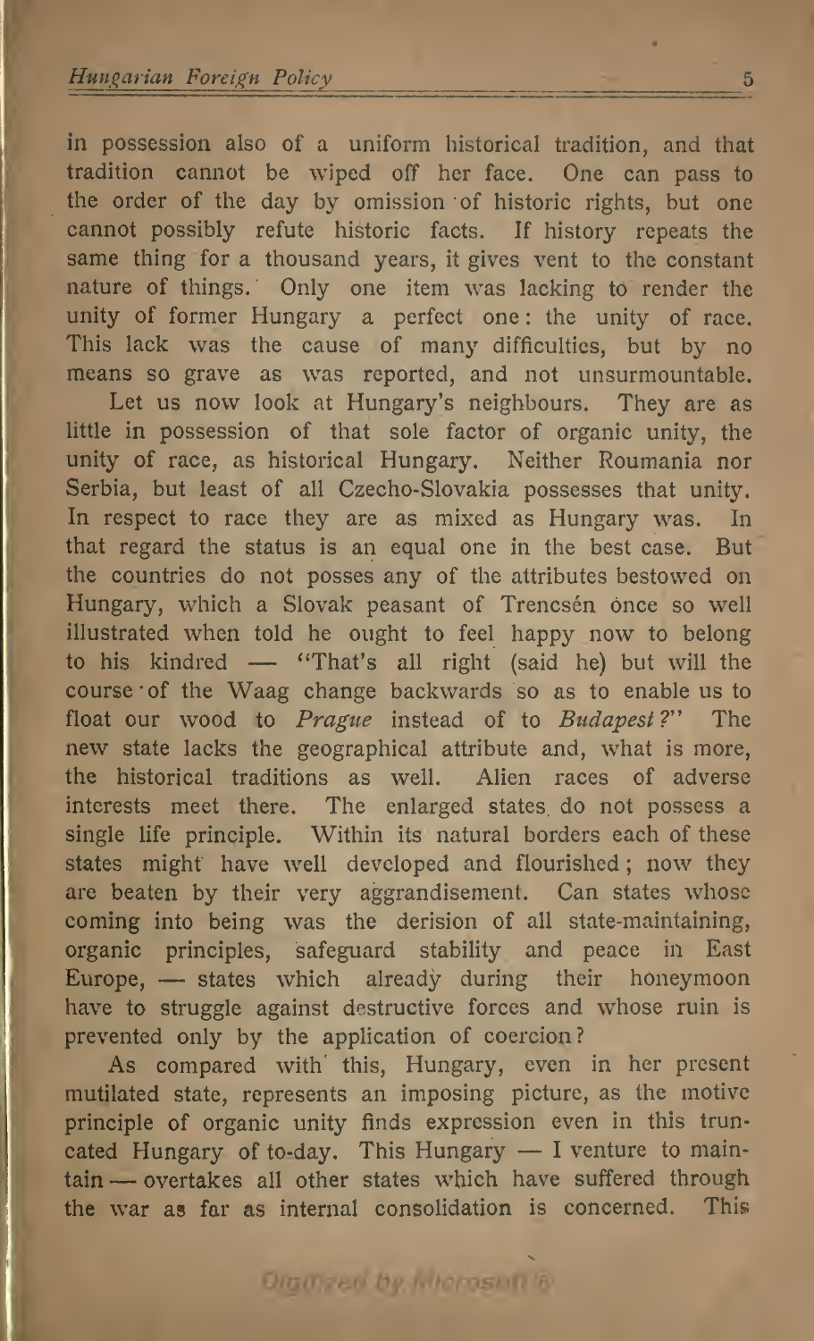in possession also of a uniform historical tradition, and that tradition cannot be wiped off her face. One can pass to the order of the day by omission of historic rights, but one cannot possibly refute historic facts. If history repeats the same thing for a thousand years, it gives vent to the constant nature of things. Only one item was lacking to render the unity of former Hungary a perfect one: the unity of race. This lack was the cause of many difficulties, but by no means so grave as was reported, and not unsurmountable.

Let us now look at Hungary's neighbours. They are as little in possession of that sole factor of organic unity, the unity of race, as historical Hungary. Neither Roumania nor Serbia, but least of all Czecho-Slovakia possesses that unity. In respect to race they are as mixed as Hungary was. In that regard the status is an equal one in the best case. But the countries do not posses any of the attributes bestowed on Hungary, which a Slovak peasant of Trencsén once so well illustrated when told he ought to feel happy now to belong to his kindred — "That's all right (said he) but will the course of the Waag change backwards so as to enable us to float our wood to *Prague* instead of to *Budapest*?" The new state lacks the geographical attribute and, what is more, the historical traditions as well. Alien races of adverse interests meet there. The enlarged states do not possess a single life principle. Within its natural borders each of these states might have well developed and flourished; now they are beaten by their very aggrandisement. Can states whose coming into being was the derision of all state-maintaining, organic principles, safeguard stability and peace in East Europe, — states which already during their honeymoon have to struggle against destructive forces and whose ruin is prevented only by the application of coercion?

As compared with this, Hungary, even in her present mutilated state, represents an imposing picture, as the motive principle of organic unity finds expression even in this truncated Hungary of to-day. This Hungary — I venture to maintain — overtakes all other states which have suffered through the war as far as internal consolidation is concerned. This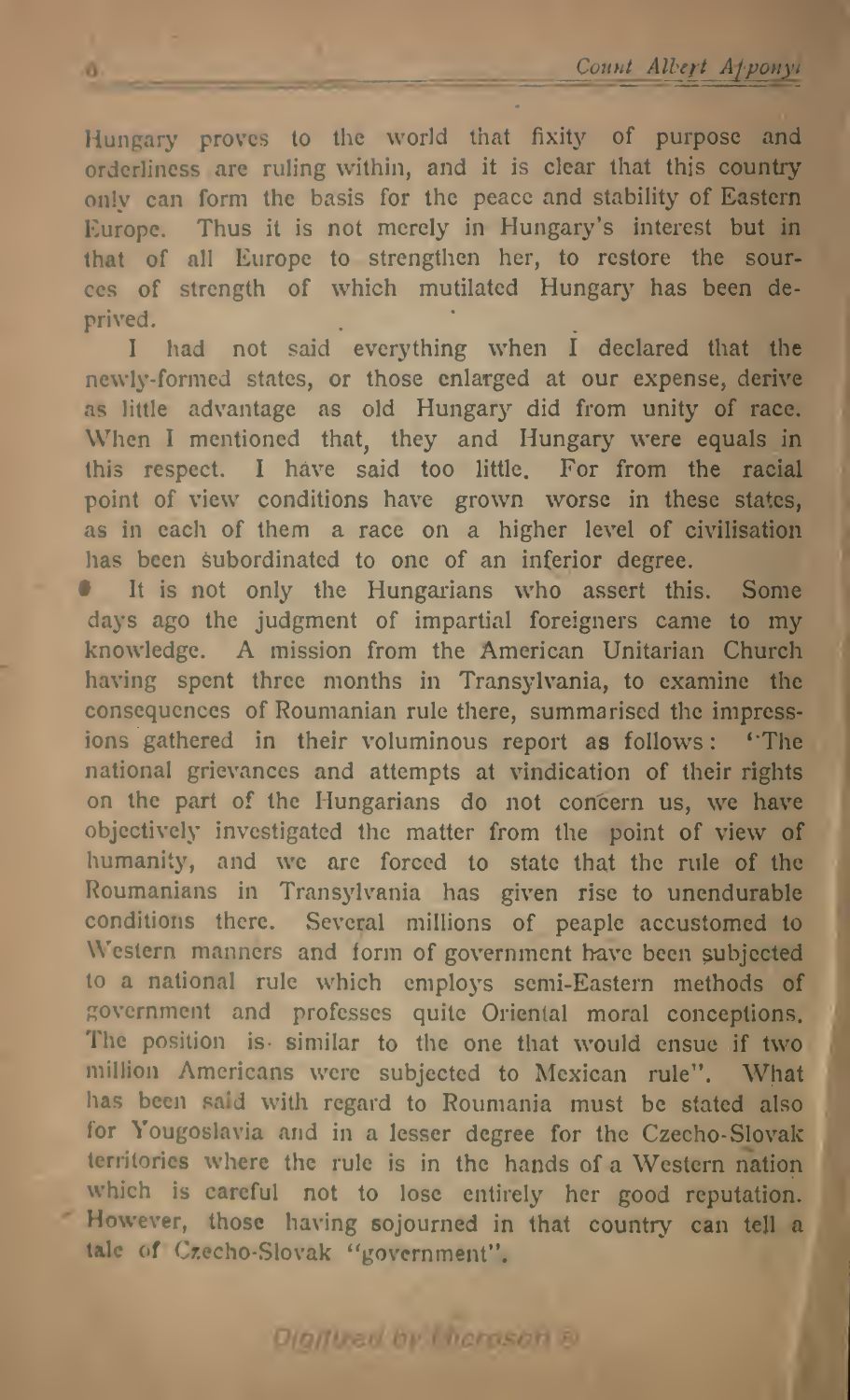Hungary proves to the world that fixity of purpose and orderliness are ruling within, and it is clear that this country only can form the basis for the peace and stability of Eastern Europe. Thus it is not merely in Hungary's interest but in that of all Europe to strengthen her, to restore the sources of strength of which mutilated Hungary has been deprived.

I had not said everything when I declared that the newly-formed states, or those enlarged at our expense, derive as little advantage as old Hungary did from unity of race. When I mentioned that, they and Hungary were equals in this respect. I have said too little. For from the racial point of view conditions have grown worse in these states, as in each of them a race on a higher level of civilisation has been subordinated to one of an inferior degree.

It is not only the Hungarians who assert this. Some days ago the judgment of impartial foreigners came to my knowledge. A mission from the American Unitarian Church having spent three months in Transylvania, to examine the consequences of Roumanian rule there, summarised the impressions gathered in their voluminous report as follows: "The national grievances and attempts at vindication of their rights on the part of the Hungarians do not concern us, we have objectively investigated the matter from the point of view of humanity, and we are forced to state that the rule of the Roumanians in Transylvania has given rise to unendurable conditions there. Several millions of peaple accustomed to Western manners and form of government have been subjected to a national rule which employs semi-Eastern methods of government and professes quite Oriental moral conceptions. The position is similar to the one that would ensue if two million Americans were subjected to Mexican rule". What has been said with regard to Roumania must be stated also for Yougoslavia and in a lesser degree for the Czecho-Slovak territories where the rule is in the hands of a Western nation which is careful not to lose entirely her good reputation. However, those having sojourned in that country can tell a tale of Czecho-Slovak "government".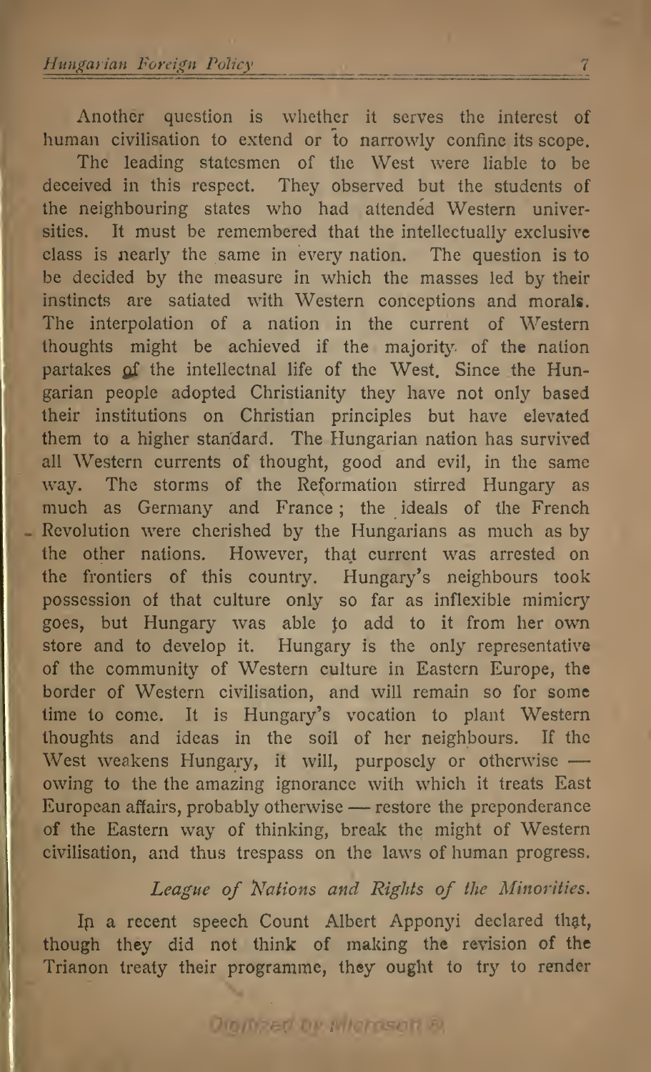Another question is whether it serves the interest of human civilisation to extend or to narrowly confine its scope.

The leading statesmen of the West were liable to be deceived in this respect. They observed but the students of the neighbouring states who had attended Western universities. It must be remembered that the intellectually exclusive class is nearly the same in every nation. The question is to be decided by the measure in which the masses led by their instincts are satiated with Western conceptions and morals. The interpolation of a nation in the current of Western thoughts might be achieved if the majority of the nation partakes of the intellectnal life of the West. Since the Hungarian people adopted Christianity they have not only based their institutions on Christian principles but have elevated them to a higher standard. The Hungarian nation has survived all Western currents of thought, good and evil, in the same way. The storms of the Reformation stirred Hungary as much as Germany and France; the ideals of the French Revolution were cherished by the Hungarians as much as by the other nations. However, that current was arrested on the frontiers of this country. Hungary's neighbours took possession of that culture only so far as inflexible mimicry goes, but Hungary was able to add to it from her own store and to develop it. Hungary is the only representative of the community of Western culture in Eastern Europe, the border of Western civilisation, and will remain so for some time to come. It is Hungary's vocation to plant Western thoughts and ideas in the soil of her neighbours. If the West weakens Hungary, it will, purposely or otherwise — owing to the the amazing ignorance with which it treats East European affairs, probably otherwise — restore the preponderance of the Eastern way of thinking, break the might of Western civilisation, and thus trespass on the laws of human progress.

## *League of Nations and Rights of the Minorities.*

In a recent speech Count Albert Apponyi declared that, though they did not think of making the revision of the Trianon treaty their programme, they ought to try to render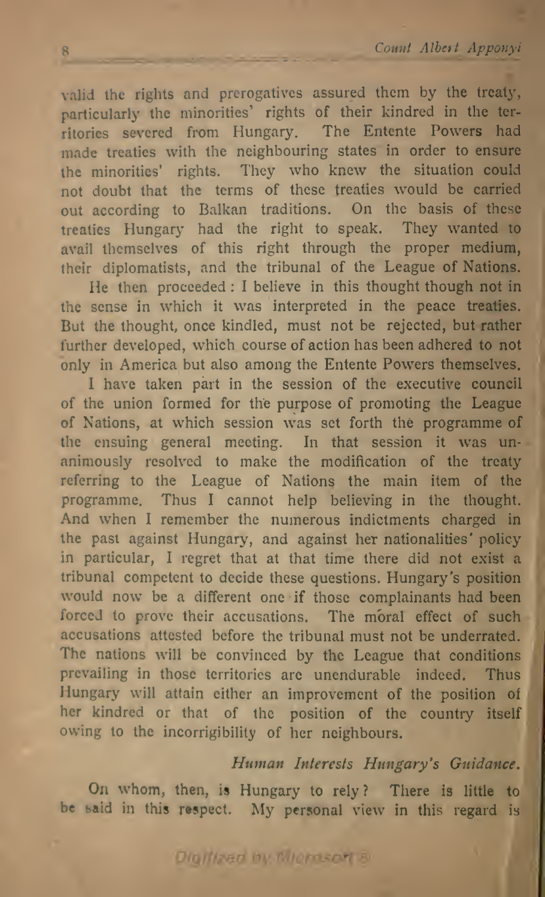valid the rights and prerogatives assured them by the treaty, particularly the minorities' rights of their kindred in the territories severed from Hungary. The Entente Powers had made treaties with the neighbouring states in order to ensure the minorities' rights. They who knew the situation could not doubt that the terms of these treaties would be carried out according to Balkan traditions. On the basis of these treaties Hungary had the right to speak. They wanted to avail themselves of this right through the proper medium, their diplomatists, and the tribunal of the League of Nations.

He then proceeded: I believe in this thought though not in the sense in which it was interpreted in the peace treaties. But the thought, once kindled, must not be rejected, but rather further developed, which course of action has been adhered to not only in America but also among the Entente Powers themselves.

I have taken part in the session of the executive council of the union formed for the purpose of promoting the League of Nations, at which session was set forth the programme of the ensuing general meeting. In that session it was unanimously resolved to make the modification of the treaty referring to the League of Nations the main item of the programme. Thus I cannot help believing in the thought. And when I remember the numerous indictments charged in the past against Hungary, and against her nationalities' policy in particular, I regret that at that time there did not exist a tribunal competent to decide these questions. Hungary's position would now be a different one if those complainants had been forced to prove their accusations. The moral effect of such accusations attested before the tribunal must not be underrated. The nations will be convinced by the League that conditions prevailing in those territories are unendurable indeed. Thus Hungary will attain either an improvement of the position of her kindred or that of the position of the country itself owing to the incorrigibility of her neighbours.

### *Human Interests Hungary's Guidance.*

On whom, then, is Hungary to rely? There is little to be said in this respect. My personal view in this regard is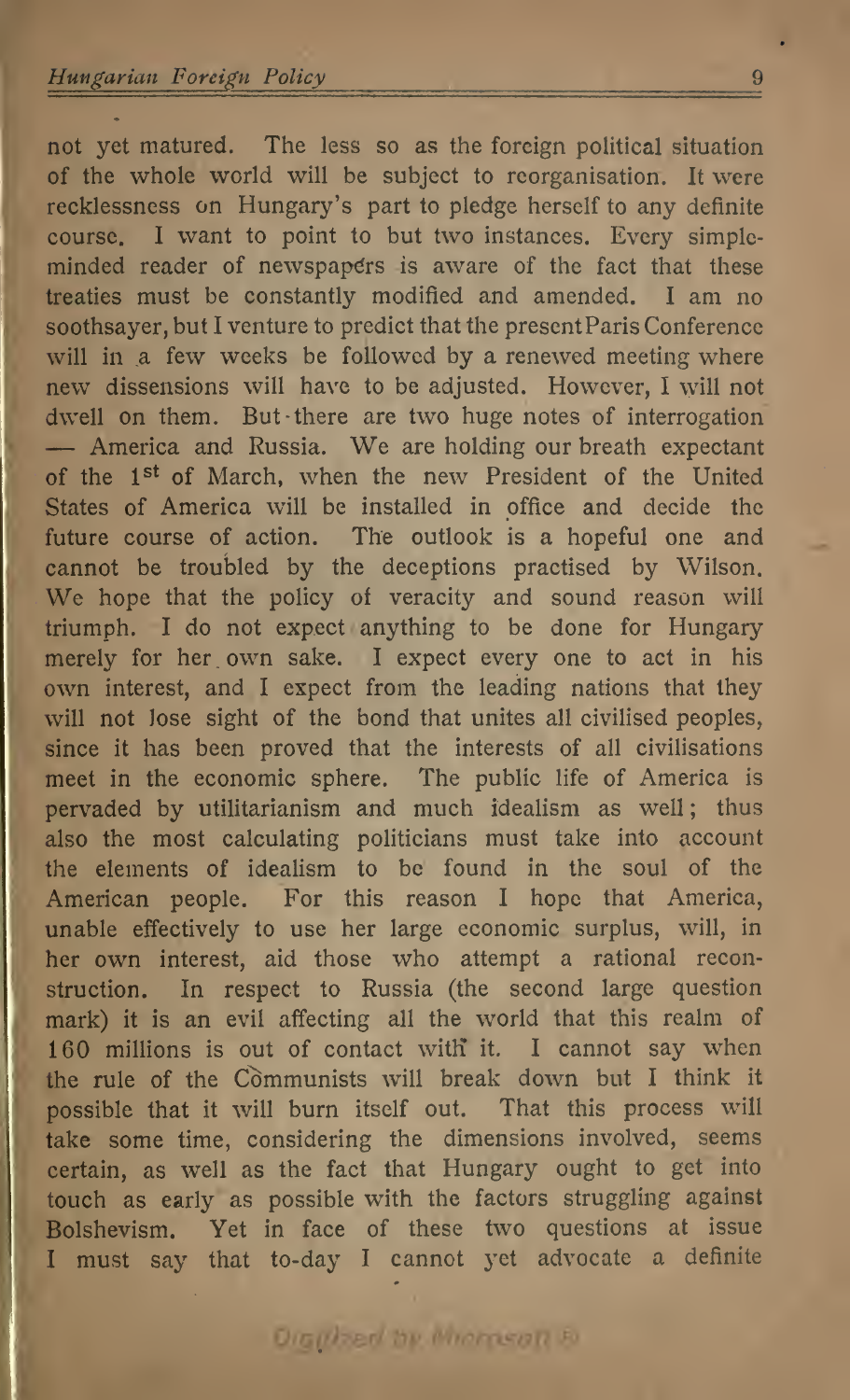not yet matured. The less so as the foreign political situation of the whole world will be subject to reorganisation. It were recklessness on Hungary's part to pledge herself to any definite course. I want to point to but two instances. Every simple-minded reader of newspapers is aware of the fact that these treaties must be constantly modified and amended. I am no soothsayer, but I venture to predict that the present Paris Conference will in a few weeks be followed by a renewed meeting where new dissensions will have to be adjusted. However, I will not dwell on them. But there are two huge notes of interrogation — America and Russia. We are holding our breath expectant of the 1st of March, when the new President of the United States of America will be installed in office and decide the future course of action. The outlook is a hopeful one and cannot be troubled by the deceptions practised by Wilson. We hope that the policy of veracity and sound reason will triumph. I do not expect anything to be done for Hungary merely for her own sake. I expect every one to act in his own interest, and I expect from the leading nations that they will not lose sight of the bond that unites all civilised peoples, since it has been proved that the interests of all civilisations meet in the economic sphere. The public life of America is pervaded by utilitarianism and much idealism as well; thus also the most calculating politicians must take into account the elements of idealism to be found in the soul of the American people. For this reason I hope that America, unable effectively to use her large economic surplus, will, in her own interest, aid those who attempt a rational reconstruction. In respect to Russia (the second large question mark) it is an evil affecting all the world that this realm of 160 millions is out of contact with it. I cannot say when the rule of the Communists will break down but I think it possible that it will burn itself out. That this process will take some time, considering the dimensions involved, seems certain, as well as the fact that Hungary ought to get into touch as early as possible with the factors struggling against Bolshevism. Yet in face of these two questions at issue I must say that to-day I cannot yet advocate a definite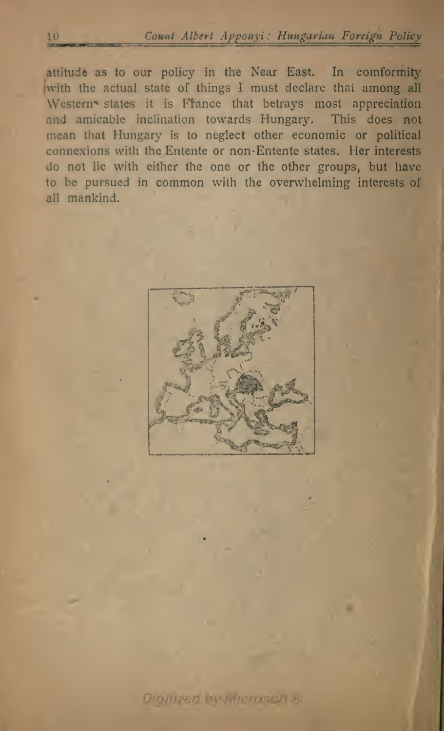attitude as to our policy in the Near East. In comformity with the actual state of things I must declare that among all Western states it is France that betrays most appreciation and amicable inclination towards Hungary. This does not mean that Hungary is to neglect other economic or political connexions with the Entente or non-Entente states. Her interests do not lie with either the one or the other groups, but have to be pursued in common with the overwhelming interests of all mankind.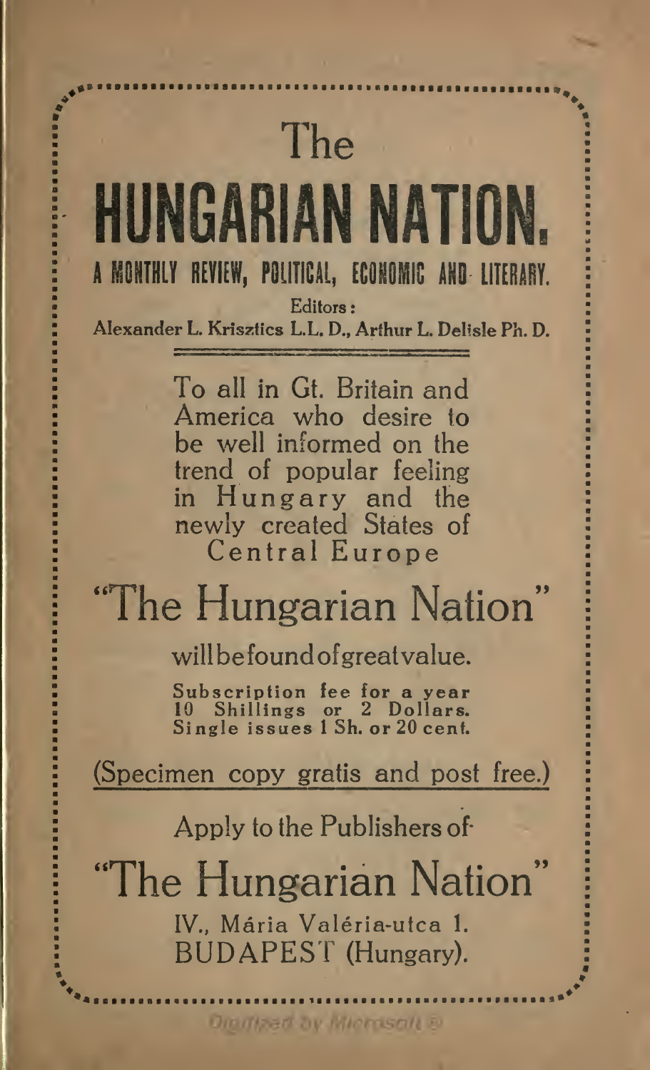The

# HUNGARIAN NATION.

**A MONTHLY REVIEW, POLITICAL, ECONOMIC AND LITERARY.**

Editors:
Alexander L. Krisztics L.L. D., Arthur L. Delisle Ph. D.

To all in Gt. Britain and America who desire to be well informed on the trend of popular feeling in Hungary and the newly created States of Central Europe

## "The Hungarian Nation"

will be found of great value.

Subscription fee for a year 10 Shillings or 2 Dollars.
Single issues 1 Sh. or 20 cent.

(Specimen copy gratis and post free.)

Apply to the Publishers of

## "The Hungarian Nation"

IV., Mária Valéria-utca 1.
BUDAPEST (Hungary).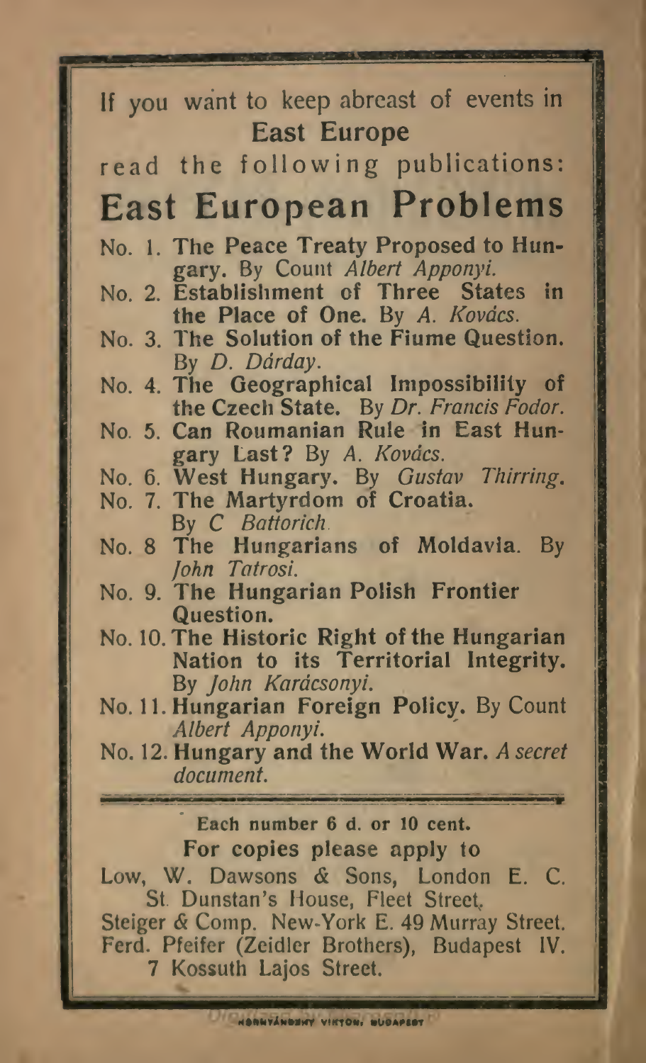If you want to keep abreast of events in **East Europe**

read the following publications:

# East European Problems

- No. 1. **The Peace Treaty Proposed to Hungary.** By Count *Albert Apponyi.*
- No. 2. **Establishment of Three States in the Place of One.** By *A. Kovács.*
- No. 3. **The Solution of the Fiume Question.** By *D. Dárday.*
- No. 4. **The Geographical Impossibility of the Czech State.** By *Dr. Francis Fodor.*
- No. 5. **Can Roumanian Rule in East Hungary Last?** By *A. Kovács.*
- No. 6. **West Hungary.** By *Gustav Thirring.*
- No. 7. **The Martyrdom of Croatia.** By *C Battorich.*
- No. 8 **The Hungarians of Moldavia.** By *John Tatrosi.*
- No. 9. **The Hungarian Polish Frontier Question.**
- No. 10. **The Historic Right of the Hungarian Nation to its Territorial Integrity.** By *John Karácsonyi.*
- No. 11. **Hungarian Foreign Policy.** By Count *Albert Apponyi.*
- No. 12. **Hungary and the World War.** *A secret document.*

---

**Each number 6 d. or 10 cent.**

**For copies please apply to**

Low, W. Dawsons & Sons, London E. C. St. Dunstan's House, Fleet Street,
Steiger & Comp. New-York E. 49 Murray Street.
Ferd. Pfeifer (Zeidler Brothers), Budapest IV. 7 Kossuth Lajos Street.

HORNYÁNSZKY VIKTOR, BUDAPEST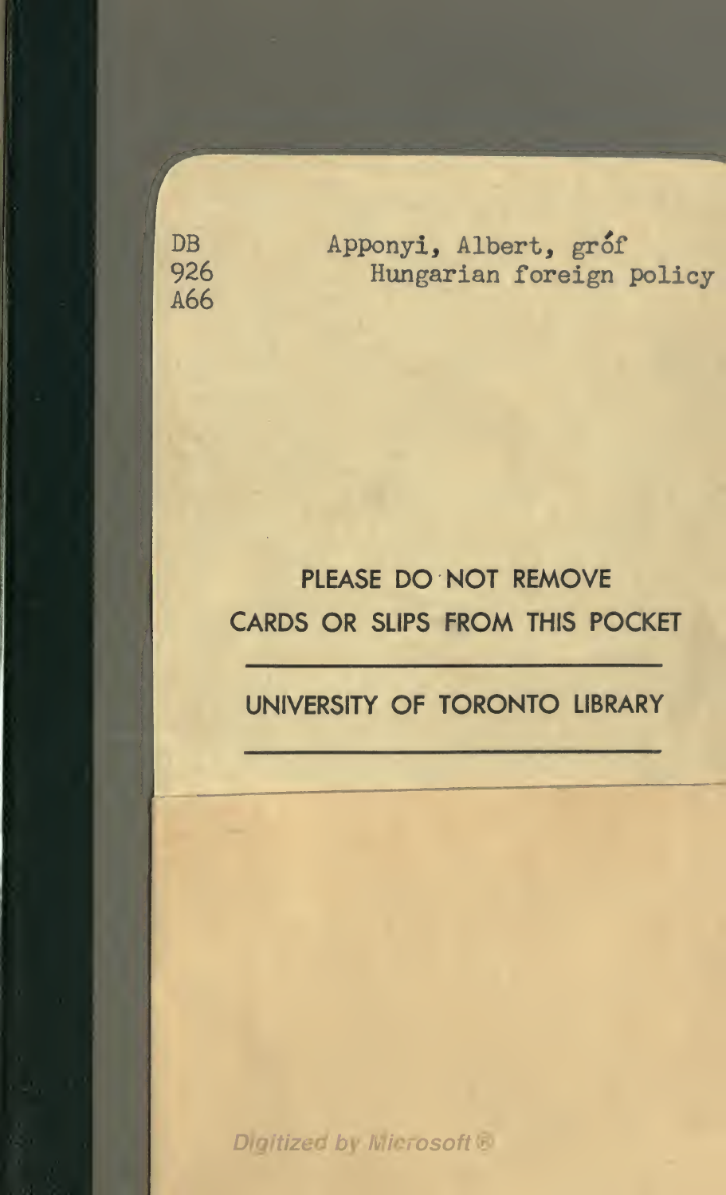DB
926
A66

Apponyi, Albert, gróf
Hungarian foreign policy

PLEASE DO NOT REMOVE
CARDS OR SLIPS FROM THIS POCKET

UNIVERSITY OF TORONTO LIBRARY

Digitized by Microsoft®